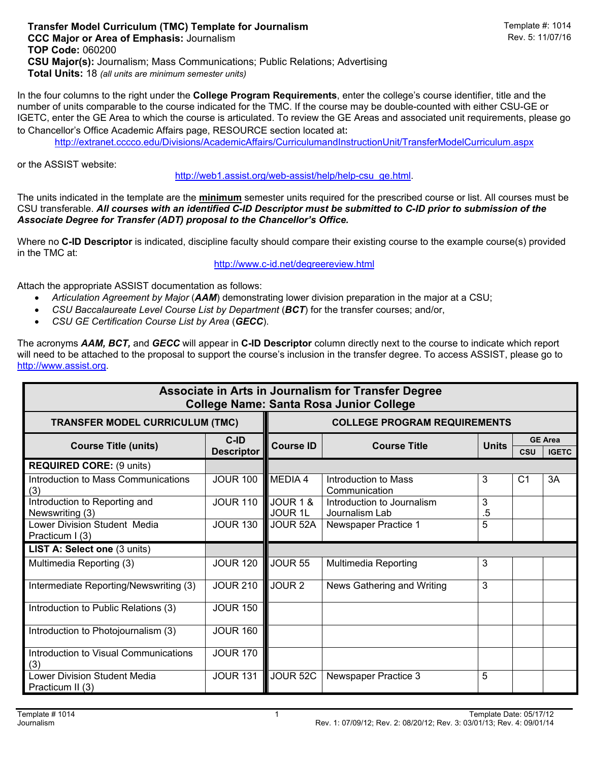**Transfer Model Curriculum (TMC) Template for Journalism**
**CCC Major or Area of Emphasis:** Journalism
**TOP Code:** 060200
**CSU Major(s):** Journalism; Mass Communications; Public Relations; Advertising
**Total Units:** 18 *(all units are minimum semester units)*

Template #: 1014
Rev. 5: 11/07/16

In the four columns to the right under the **College Program Requirements**, enter the college's course identifier, title and the number of units comparable to the course indicated for the TMC. If the course may be double-counted with either CSU-GE or IGETC, enter the GE Area to which the course is articulated. To review the GE Areas and associated unit requirements, please go to Chancellor's Office Academic Affairs page, RESOURCE section located at**:**

http://extranet.cccco.edu/Divisions/AcademicAffairs/CurriculumandInstructionUnit/TransferModelCurriculum.aspx

or the ASSIST website:

http://web1.assist.org/web-assist/help/help-csu_ge.html.

The units indicated in the template are the **minimum** semester units required for the prescribed course or list. All courses must be CSU transferable. ***All courses with an identified C-ID Descriptor must be submitted to C-ID prior to submission of the Associate Degree for Transfer (ADT) proposal to the Chancellor's Office.***

Where no **C-ID Descriptor** is indicated, discipline faculty should compare their existing course to the example course(s) provided in the TMC at:

http://www.c-id.net/degreereview.html

Attach the appropriate ASSIST documentation as follows:

- *Articulation Agreement by Major* (***AAM***) demonstrating lower division preparation in the major at a CSU;
- *CSU Baccalaureate Level Course List by Department* (***BCT***) for the transfer courses; and/or,
- *CSU GE Certification Course List by Area* (***GECC***).

The acronyms ***AAM, BCT,*** and ***GECC*** will appear in **C-ID Descriptor** column directly next to the course to indicate which report will need to be attached to the proposal to support the course's inclusion in the transfer degree. To access ASSIST, please go to http://www.assist.org.

| **Associate in Arts in Journalism for Transfer Degree<br>College Name: Santa Rosa Junior College** | | | | | | |
|---|---|---|---|---|---|---|
| **TRANSFER MODEL CURRICULUM (TMC)** | | **COLLEGE PROGRAM REQUIREMENTS** | | | | |
| **Course Title (units)** | **C-ID Descriptor** | **Course ID** | **Course Title** | **Units** | **GE Area CSU** | **GE Area IGETC** |
| **REQUIRED CORE:** (9 units) | | | | | | |
| Introduction to Mass Communications (3) | JOUR 100 | MEDIA 4 | Introduction to Mass Communication | 3 | C1 | 3A |
| Introduction to Reporting and Newswriting (3) | JOUR 110 | JOUR 1 & JOUR 1L | Introduction to Journalism Journalism Lab | 3 .5 | | |
| Lower Division Student Media Practicum I (3) | JOUR 130 | JOUR 52A | Newspaper Practice 1 | 5 | | |
| **LIST A: Select one** (3 units) | | | | | | |
| Multimedia Reporting (3) | JOUR 120 | JOUR 55 | Multimedia Reporting | 3 | | |
| Intermediate Reporting/Newswriting (3) | JOUR 210 | JOUR 2 | News Gathering and Writing | 3 | | |
| Introduction to Public Relations (3) | JOUR 150 | | | | | |
| Introduction to Photojournalism (3) | JOUR 160 | | | | | |
| Introduction to Visual Communications (3) | JOUR 170 | | | | | |
| Lower Division Student Media Practicum II (3) | JOUR 131 | JOUR 52C | Newspaper Practice 3 | 5 | | |

Template # 1014
Journalism

Template Date: 05/17/12
Rev. 1: 07/09/12; Rev. 2: 08/20/12; Rev. 3: 03/01/13; Rev. 4: 09/01/14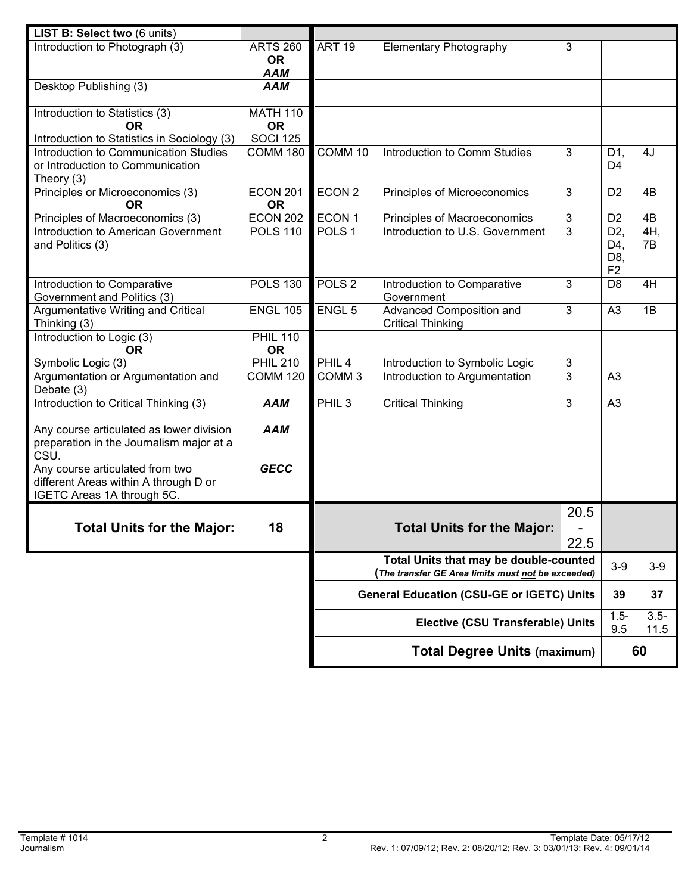| LIST B: Select two (6 units) | | | | | | |
|---|---|---|---|---|---|---|
| Introduction to Photograph (3) | ARTS 260 **OR** ***AAM*** | ART 19 | Elementary Photography | 3 | | |
| Desktop Publishing (3) | ***AAM*** | | | | | |
| Introduction to Statistics (3) **OR** Introduction to Statistics in Sociology (3) | MATH 110 **OR** SOCI 125 | | | | | |
| Introduction to Communication Studies or Introduction to Communication Theory (3) | COMM 180 | COMM 10 | Introduction to Comm Studies | 3 | D1, D4 | 4J |
| Principles or Microeconomics (3) **OR** Principles of Macroeconomics (3) | ECON 201 **OR** ECON 202 | ECON 2<br>ECON 1 | Principles of Microeconomics<br>Principles of Macroeconomics | 3<br>3 | D2<br>D2 | 4B<br>4B |
| Introduction to American Government and Politics (3) | POLS 110 | POLS 1 | Introduction to U.S. Government | 3 | D2, D4, D8, F2 | 4H, 7B |
| Introduction to Comparative Government and Politics (3) | POLS 130 | POLS 2 | Introduction to Comparative Government | 3 | D8 | 4H |
| Argumentative Writing and Critical Thinking (3) | ENGL 105 | ENGL 5 | Advanced Composition and Critical Thinking | 3 | A3 | 1B |
| Introduction to Logic (3) **OR** Symbolic Logic (3) | PHIL 110 **OR** PHIL 210 | PHIL 4 | Introduction to Symbolic Logic | 3 | | |
| Argumentation or Argumentation and Debate (3) | COMM 120 | COMM 3 | Introduction to Argumentation | 3 | A3 | |
| Introduction to Critical Thinking (3) | ***AAM*** | PHIL 3 | Critical Thinking | 3 | A3 | |
| Any course articulated as lower division preparation in the Journalism major at a CSU. | ***AAM*** | | | | | |
| Any course articulated from two different Areas within A through D or IGETC Areas 1A through 5C. | ***GECC*** | | | | | |
| **Total Units for the Major:** | **18** | | **Total Units for the Major:** | 20.5 - 22.5 | | |
| | | | **Total Units that may be double-counted** (*The transfer GE Area limits must not be exceeded*) | | 3-9 | 3-9 |
| | | | **General Education (CSU-GE or IGETC) Units** | | **39** | **37** |
| | | | **Elective (CSU Transferable) Units** | | 1.5-9.5 | 3.5-11.5 |
| | | | **Total Degree Units (maximum)** | | **60** | |

Template # 1014
Journalism

Template Date: 05/17/12
Rev. 1: 07/09/12; Rev. 2: 08/20/12; Rev. 3: 03/01/13; Rev. 4: 09/01/14